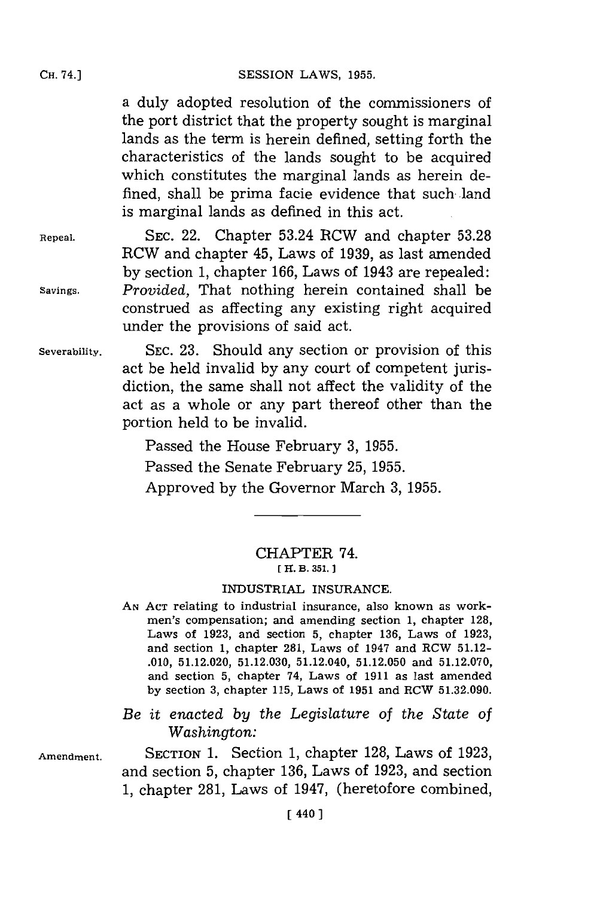a duly adopted resolution of the commissioners of the port district that the property sought is marginal lands as the term is herein defined, setting forth the characteristics of the lands sought to be acquired which constitutes the marginal lands as herein defined, shall be prima facie evidence that such land is marginal lands as defined in this act.

Repeal. SEC. 22. Chapter 53.24 RCW and chapter 53.28 RCW and chapter 45, Laws of 1939, as last amended by section 1, chapter 166, Laws of 1943 are repealed:

Savings. *Provided,* That nothing herein contained shall be construed as affecting any existing right acquired under the provisions of said act.

Severability. SEC. 23. Should any section or provision of this act be held invalid by any court of competent jurisdiction, the same shall not affect the validity of the act as a whole or any part thereof other than the portion held to be invalid.

Passed the House February 3, 1955.

Passed the Senate February 25, 1955.

Approved by the Governor March 3, 1955.

---

## CHAPTER 74.

[ H. B. 351. ]

### INDUSTRIAL INSURANCE.

AN ACT relating to industrial insurance, also known as workmen's compensation; and amending section 1, chapter 128, Laws of 1923, and section 5, chapter 136, Laws of 1923, and section 1, chapter 281, Laws of 1947 and RCW 51.12.010, 51.12.020, 51.12.030, 51.12.040, 51.12.050 and 51.12.070, and section 5, chapter 74, Laws of 1911 as last amended by section 3, chapter 115, Laws of 1951 and RCW 51.32.090.

*Be it enacted by the Legislature of the State of Washington:*

Amendment. SECTION 1. Section 1, chapter 128, Laws of 1923, and section 5, chapter 136, Laws of 1923, and section 1, chapter 281, Laws of 1947, (heretofore combined,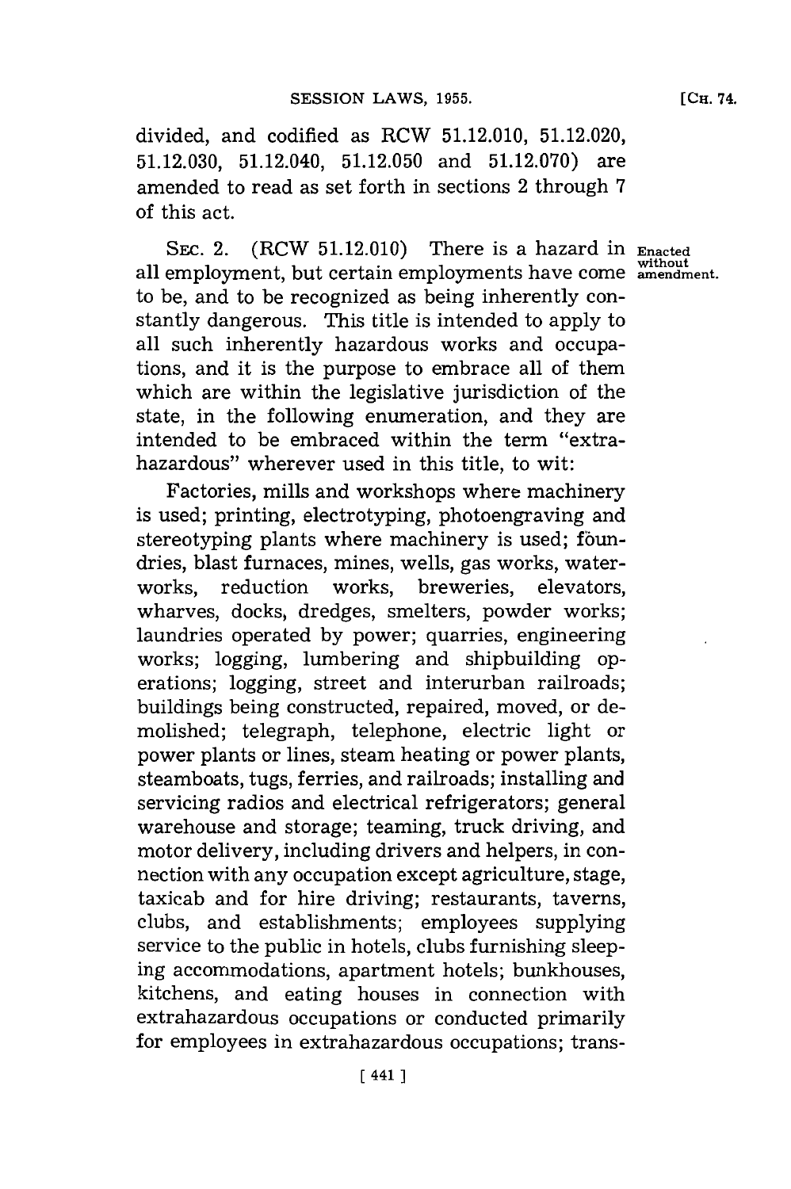divided, and codified as RCW 51.12.010, 51.12.020, 51.12.030, 51.12.040, 51.12.050 and 51.12.070) are amended to read as set forth in sections 2 through 7 of this act.

SEC. 2. (RCW 51.12.010) There is a hazard in all employment, but certain employments have come to be, and to be recognized as being inherently constantly dangerous. This title is intended to apply to all such inherently hazardous works and occupations, and it is the purpose to embrace all of them which are within the legislative jurisdiction of the state, in the following enumeration, and they are intended to be embraced within the term "extra-hazardous" wherever used in this title, to wit:

Enacted without amendment.

Factories, mills and workshops where machinery is used; printing, electrotyping, photoengraving and stereotyping plants where machinery is used; foundries, blast furnaces, mines, wells, gas works, waterworks, reduction works, breweries, elevators, wharves, docks, dredges, smelters, powder works; laundries operated by power; quarries, engineering works; logging, lumbering and shipbuilding operations; logging, street and interurban railroads; buildings being constructed, repaired, moved, or demolished; telegraph, telephone, electric light or power plants or lines, steam heating or power plants, steamboats, tugs, ferries, and railroads; installing and servicing radios and electrical refrigerators; general warehouse and storage; teaming, truck driving, and motor delivery, including drivers and helpers, in connection with any occupation except agriculture, stage, taxicab and for hire driving; restaurants, taverns, clubs, and establishments; employees supplying service to the public in hotels, clubs furnishing sleeping accommodations, apartment hotels; bunkhouses, kitchens, and eating houses in connection with extrahazardous occupations or conducted primarily for employees in extrahazardous occupations; trans-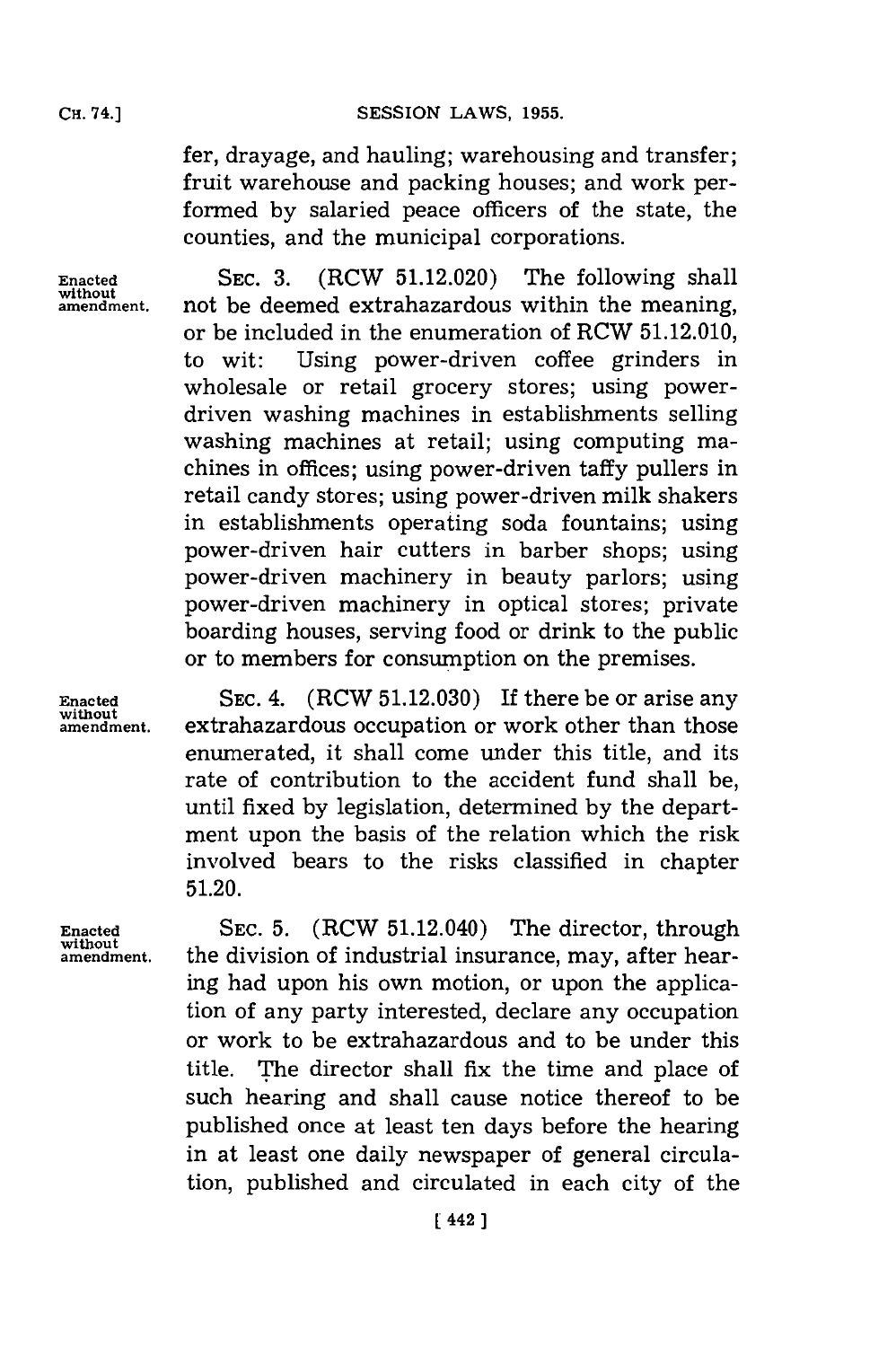fer, drayage, and hauling; warehousing and transfer; fruit warehouse and packing houses; and work performed by salaried peace officers of the state, the counties, and the municipal corporations.

Enacted without amendment.

SEC. 3. (RCW 51.12.020) The following shall not be deemed extrahazardous within the meaning, or be included in the enumeration of RCW 51.12.010, to wit: Using power-driven coffee grinders in wholesale or retail grocery stores; using power-driven washing machines in establishments selling washing machines at retail; using computing machines in offices; using power-driven taffy pullers in retail candy stores; using power-driven milk shakers in establishments operating soda fountains; using power-driven hair cutters in barber shops; using power-driven machinery in beauty parlors; using power-driven machinery in optical stores; private boarding houses, serving food or drink to the public or to members for consumption on the premises.

Enacted without amendment.

SEC. 4. (RCW 51.12.030) If there be or arise any extrahazardous occupation or work other than those enumerated, it shall come under this title, and its rate of contribution to the accident fund shall be, until fixed by legislation, determined by the department upon the basis of the relation which the risk involved bears to the risks classified in chapter 51.20.

Enacted without amendment.

SEC. 5. (RCW 51.12.040) The director, through the division of industrial insurance, may, after hearing had upon his own motion, or upon the application of any party interested, declare any occupation or work to be extrahazardous and to be under this title. The director shall fix the time and place of such hearing and shall cause notice thereof to be published once at least ten days before the hearing in at least one daily newspaper of general circulation, published and circulated in each city of the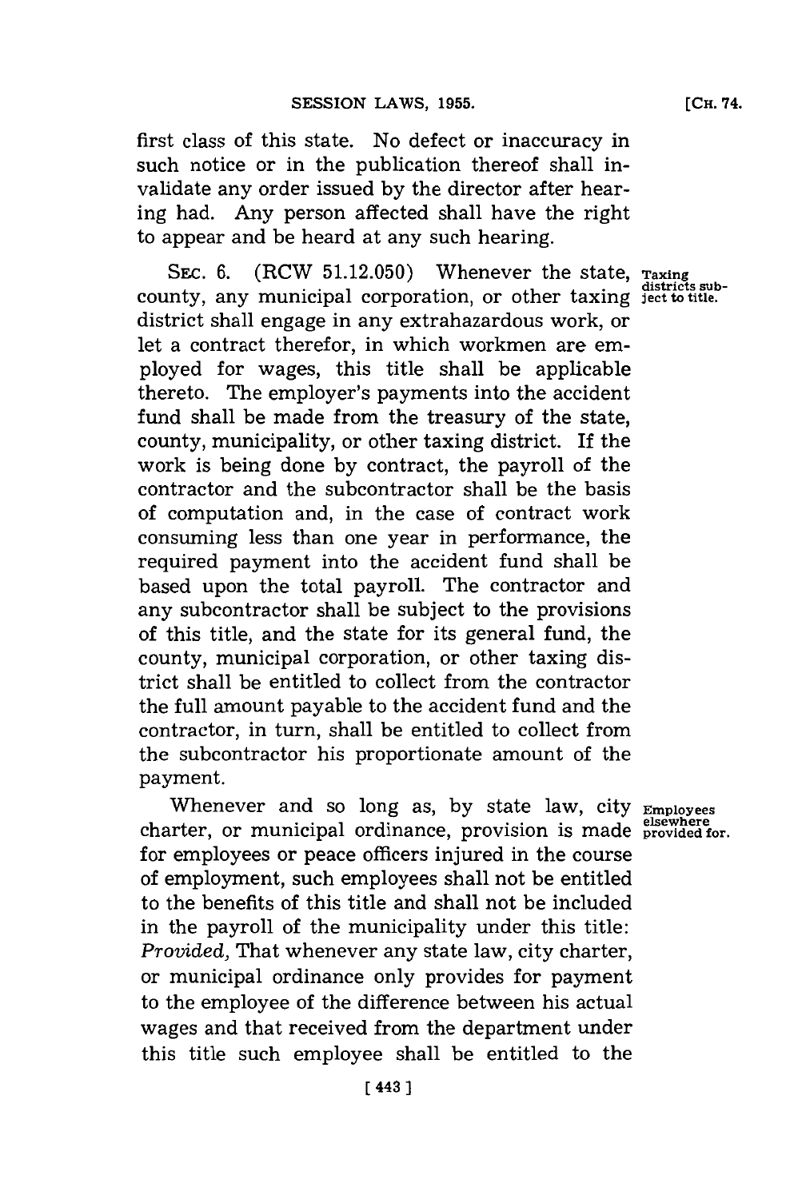first class of this state. No defect or inaccuracy in such notice or in the publication thereof shall invalidate any order issued by the director after hearing had. Any person affected shall have the right to appear and be heard at any such hearing.

SEC. 6. (RCW 51.12.050) Whenever the state, county, any municipal corporation, or other taxing district shall engage in any extrahazardous work, or let a contract therefor, in which workmen are employed for wages, this title shall be applicable thereto. The employer's payments into the accident fund shall be made from the treasury of the state, county, municipality, or other taxing district. If the work is being done by contract, the payroll of the contractor and the subcontractor shall be the basis of computation and, in the case of contract work consuming less than one year in performance, the required payment into the accident fund shall be based upon the total payroll. The contractor and any subcontractor shall be subject to the provisions of this title, and the state for its general fund, the county, municipal corporation, or other taxing district shall be entitled to collect from the contractor the full amount payable to the accident fund and the contractor, in turn, shall be entitled to collect from the subcontractor his proportionate amount of the payment.

Taxing districts subject to title.

Whenever and so long as, by state law, city charter, or municipal ordinance, provision is made for employees or peace officers injured in the course of employment, such employees shall not be entitled to the benefits of this title and shall not be included in the payroll of the municipality under this title: *Provided,* That whenever any state law, city charter, or municipal ordinance only provides for payment to the employee of the difference between his actual wages and that received from the department under this title such employee shall be entitled to the

Employees elsewhere provided for.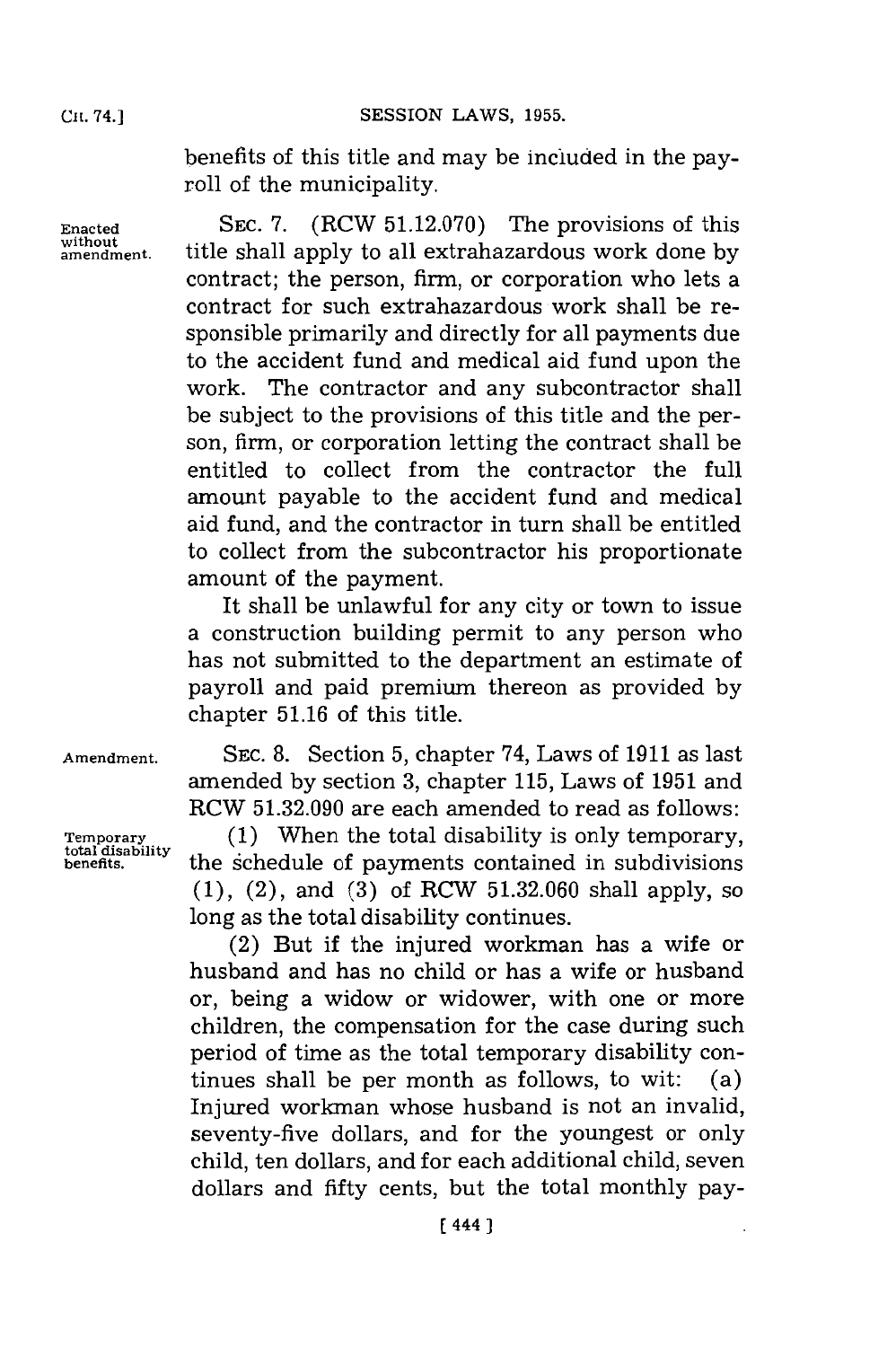benefits of this title and may be included in the payroll of the municipality.

Enacted without amendment.

SEC. 7. (RCW 51.12.070) The provisions of this title shall apply to all extrahazardous work done by contract; the person, firm, or corporation who lets a contract for such extrahazardous work shall be responsible primarily and directly for all payments due to the accident fund and medical aid fund upon the work. The contractor and any subcontractor shall be subject to the provisions of this title and the person, firm, or corporation letting the contract shall be entitled to collect from the contractor the full amount payable to the accident fund and medical aid fund, and the contractor in turn shall be entitled to collect from the subcontractor his proportionate amount of the payment.

It shall be unlawful for any city or town to issue a construction building permit to any person who has not submitted to the department an estimate of payroll and paid premium thereon as provided by chapter 51.16 of this title.

Amendment.

SEC. 8. Section 5, chapter 74, Laws of 1911 as last amended by section 3, chapter 115, Laws of 1951 and RCW 51.32.090 are each amended to read as follows:

Temporary total disability benefits.

(1) When the total disability is only temporary, the schedule of payments contained in subdivisions (1), (2), and (3) of RCW 51.32.060 shall apply, so long as the total disability continues.

(2) But if the injured workman has a wife or husband and has no child or has a wife or husband or, being a widow or widower, with one or more children, the compensation for the case during such period of time as the total temporary disability continues shall be per month as follows, to wit: (a) Injured workman whose husband is not an invalid, seventy-five dollars, and for the youngest or only child, ten dollars, and for each additional child, seven dollars and fifty cents, but the total monthly pay-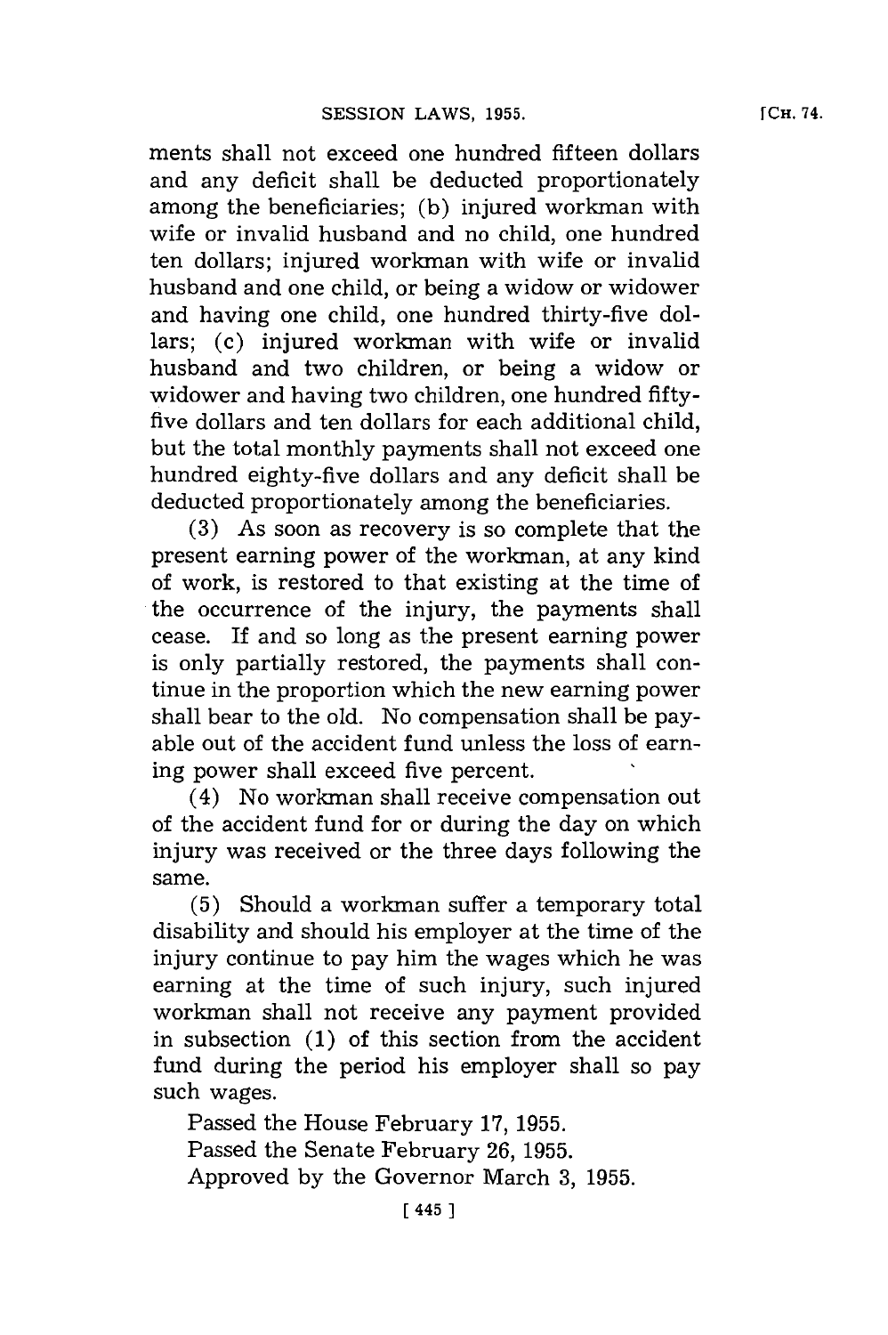ments shall not exceed one hundred fifteen dollars and any deficit shall be deducted proportionately among the beneficiaries; (b) injured workman with wife or invalid husband and no child, one hundred ten dollars; injured workman with wife or invalid husband and one child, or being a widow or widower and having one child, one hundred thirty-five dollars; (c) injured workman with wife or invalid husband and two children, or being a widow or widower and having two children, one hundred fifty-five dollars and ten dollars for each additional child, but the total monthly payments shall not exceed one hundred eighty-five dollars and any deficit shall be deducted proportionately among the beneficiaries.

(3) As soon as recovery is so complete that the present earning power of the workman, at any kind of work, is restored to that existing at the time of the occurrence of the injury, the payments shall cease. If and so long as the present earning power is only partially restored, the payments shall continue in the proportion which the new earning power shall bear to the old. No compensation shall be payable out of the accident fund unless the loss of earning power shall exceed five percent.

(4) No workman shall receive compensation out of the accident fund for or during the day on which injury was received or the three days following the same.

(5) Should a workman suffer a temporary total disability and should his employer at the time of the injury continue to pay him the wages which he was earning at the time of such injury, such injured workman shall not receive any payment provided in subsection (1) of this section from the accident fund during the period his employer shall so pay such wages.

Passed the House February 17, 1955.

Passed the Senate February 26, 1955.

Approved by the Governor March 3, 1955.